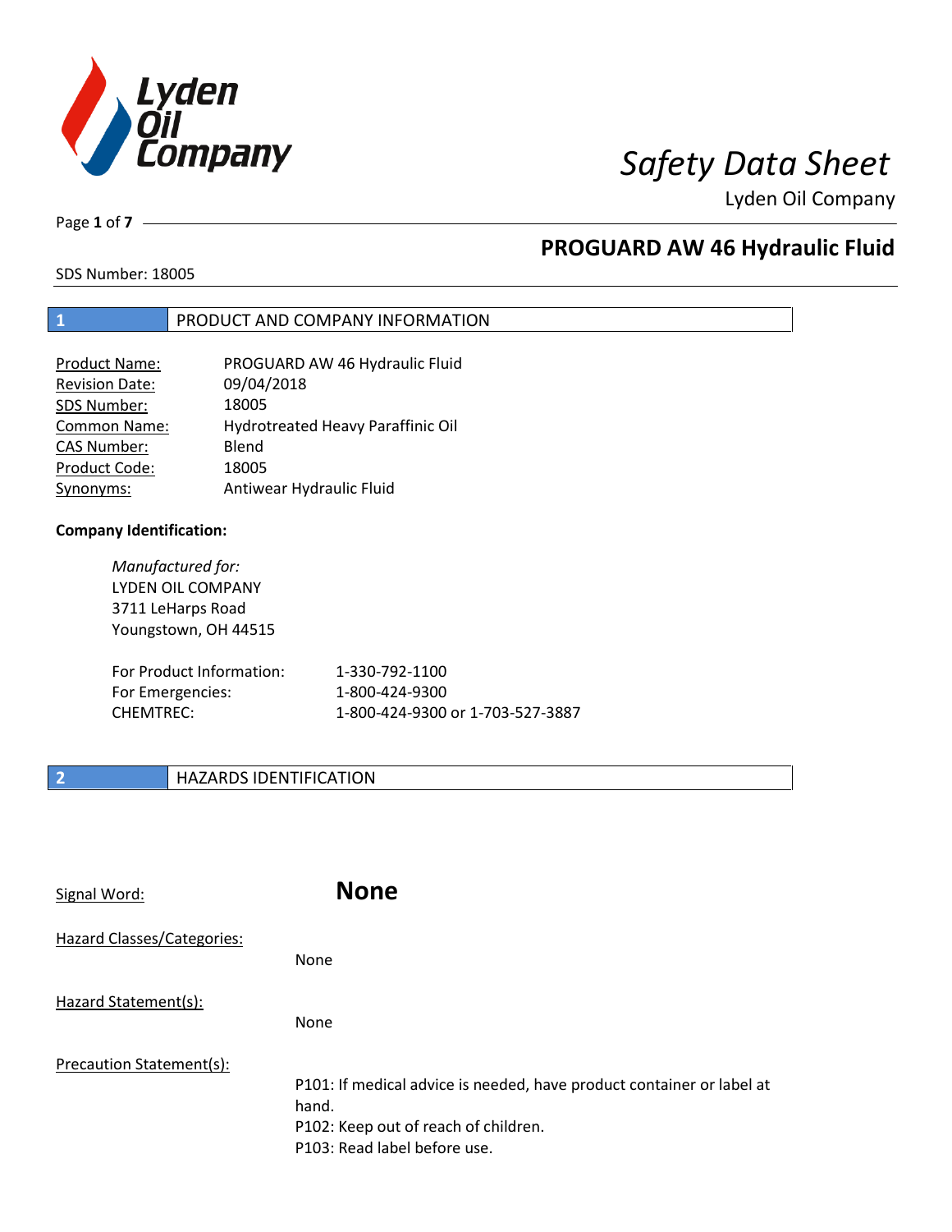# Safety Data Sheet

Lyden Oil Company

## PROGUARD AW 46 Hydraulic Fluid

SDS Number: 18005

## 1 PRODUCT AND COMPANY INFORMATION

| | |
|---|---|
| Product Name: | PROGUARD AW 46 Hydraulic Fluid |
| Revision Date: | 09/04/2018 |
| SDS Number: | 18005 |
| Common Name: | Hydrotreated Heavy Paraffinic Oil |
| CAS Number: | Blend |
| Product Code: | 18005 |
| Synonyms: | Antiwear Hydraulic Fluid |

**Company Identification:**

*Manufactured for:*
LYDEN OIL COMPANY
3711 LeHarps Road
Youngstown, OH 44515

| | |
|---|---|
| For Product Information: | 1-330-792-1100 |
| For Emergencies: | 1-800-424-9300 |
| CHEMTREC: | 1-800-424-9300 or 1-703-527-3887 |

## 2 HAZARDS IDENTIFICATION

Signal Word: **None**

Hazard Classes/Categories:

None

Hazard Statement(s):

None

Precaution Statement(s):

P101: If medical advice is needed, have product container or label at hand.
P102: Keep out of reach of children.
P103: Read label before use.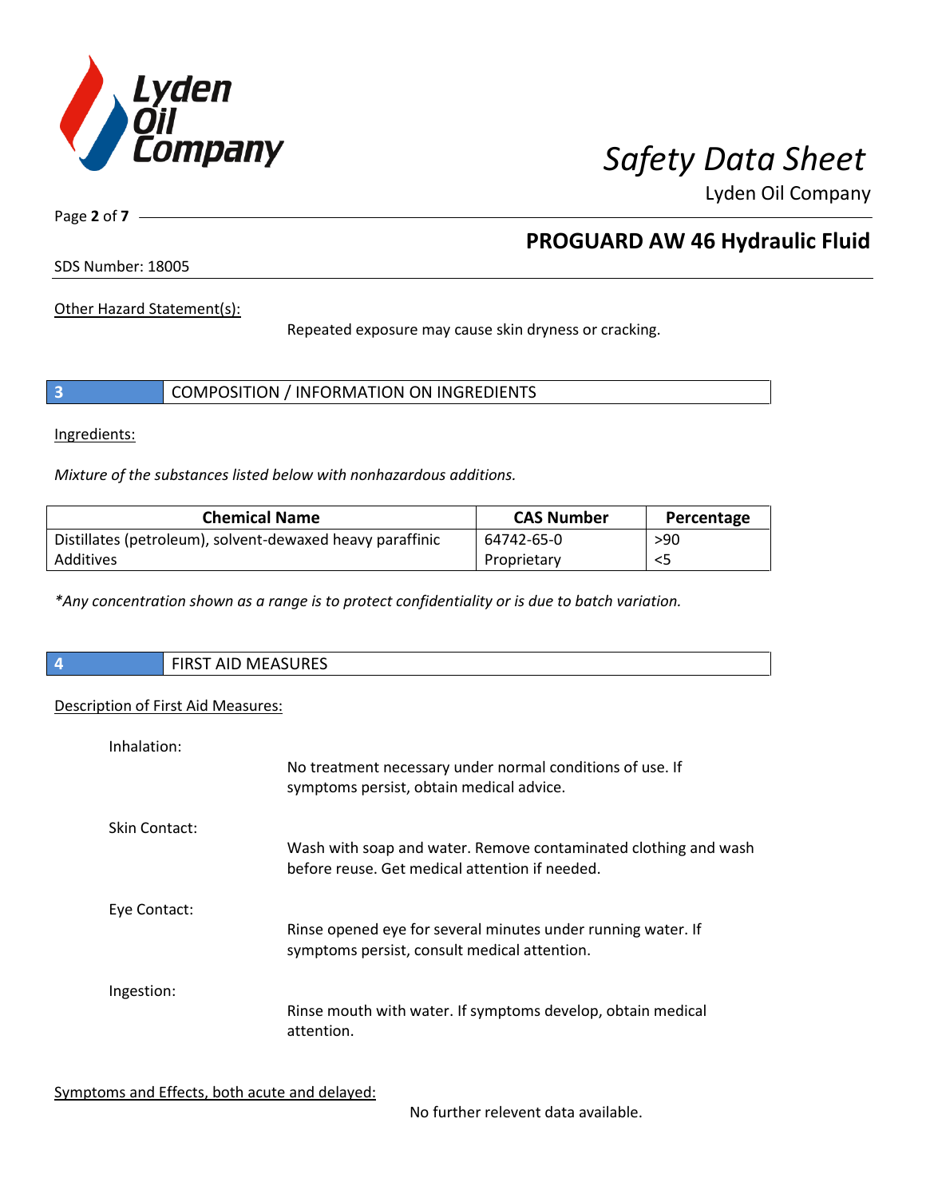Other Hazard Statement(s):

Repeated exposure may cause skin dryness or cracking.

## 3 COMPOSITION / INFORMATION ON INGREDIENTS

Ingredients:

*Mixture of the substances listed below with nonhazardous additions.*

| Chemical Name | CAS Number | Percentage |
|---|---|---|
| Distillates (petroleum), solvent-dewaxed heavy paraffinic | 64742-65-0 | >90 |
| Additives | Proprietary | <5 |

*\*Any concentration shown as a range is to protect confidentiality or is due to batch variation.*

## 4 FIRST AID MEASURES

Description of First Aid Measures:

Inhalation:

No treatment necessary under normal conditions of use. If symptoms persist, obtain medical advice.

Skin Contact:

Wash with soap and water. Remove contaminated clothing and wash before reuse. Get medical attention if needed.

Eye Contact:

Rinse opened eye for several minutes under running water. If symptoms persist, consult medical attention.

Ingestion:

Rinse mouth with water. If symptoms develop, obtain medical attention.

Symptoms and Effects, both acute and delayed:

No further relevent data available.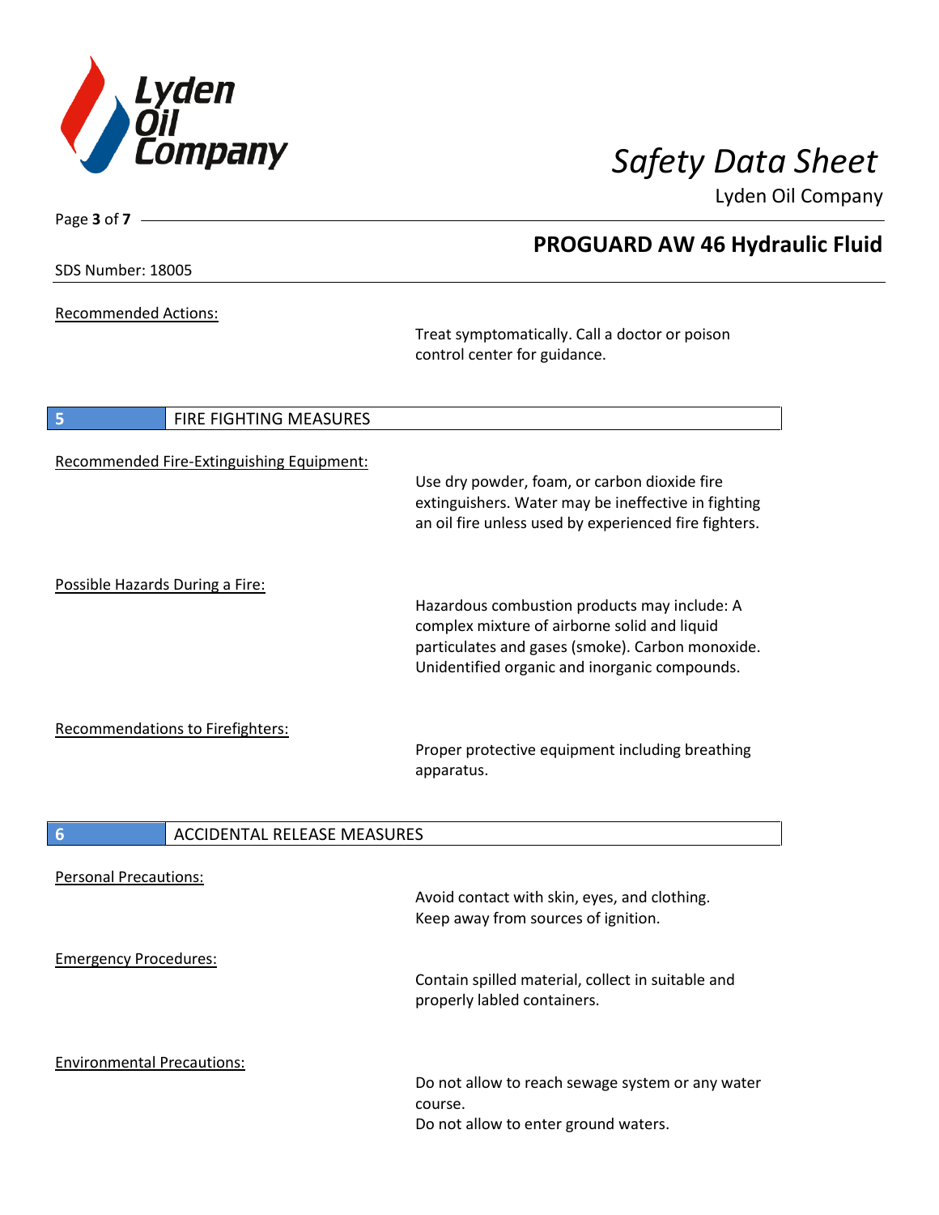Recommended Actions:

Treat symptomatically. Call a doctor or poison control center for guidance.

## 5 FIRE FIGHTING MEASURES

Recommended Fire-Extinguishing Equipment:

Use dry powder, foam, or carbon dioxide fire extinguishers. Water may be ineffective in fighting an oil fire unless used by experienced fire fighters.

Possible Hazards During a Fire:

Hazardous combustion products may include: A complex mixture of airborne solid and liquid particulates and gases (smoke). Carbon monoxide. Unidentified organic and inorganic compounds.

Recommendations to Firefighters:

Proper protective equipment including breathing apparatus.

## 6 ACCIDENTAL RELEASE MEASURES

Personal Precautions:

Avoid contact with skin, eyes, and clothing.
Keep away from sources of ignition.

Emergency Procedures:

Contain spilled material, collect in suitable and properly labled containers.

Environmental Precautions:

Do not allow to reach sewage system or any water course.
Do not allow to enter ground waters.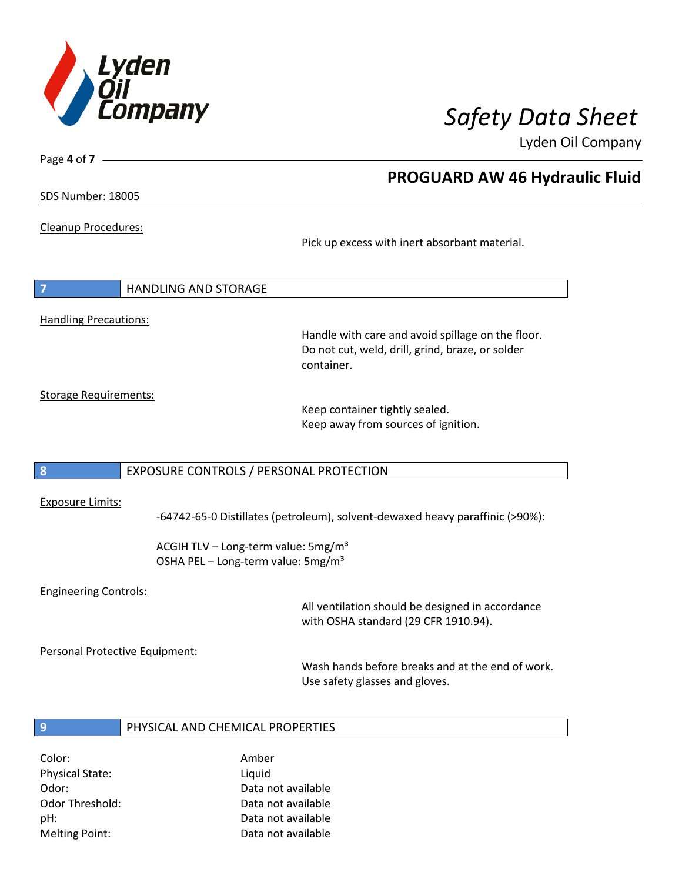Cleanup Procedures:

Pick up excess with inert absorbant material.

## 7 HANDLING AND STORAGE

Handling Precautions:

Handle with care and avoid spillage on the floor. Do not cut, weld, drill, grind, braze, or solder container.

Storage Requirements:

Keep container tightly sealed.
Keep away from sources of ignition.

## 8 EXPOSURE CONTROLS / PERSONAL PROTECTION

Exposure Limits:

-64742-65-0 Distillates (petroleum), solvent-dewaxed heavy paraffinic (>90%):

ACGIH TLV – Long-term value: 5mg/m³
OSHA PEL – Long-term value: 5mg/m³

Engineering Controls:

All ventilation should be designed in accordance with OSHA standard (29 CFR 1910.94).

Personal Protective Equipment:

Wash hands before breaks and at the end of work.
Use safety glasses and gloves.

## 9 PHYSICAL AND CHEMICAL PROPERTIES

| | |
|---|---|
| Color: | Amber |
| Physical State: | Liquid |
| Odor: | Data not available |
| Odor Threshold: | Data not available |
| pH: | Data not available |
| Melting Point: | Data not available |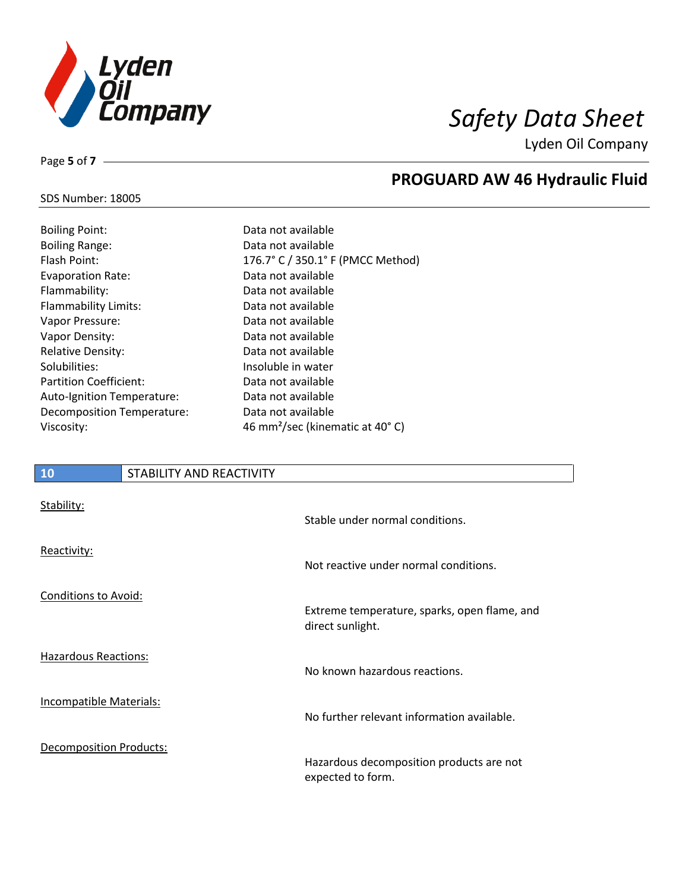| | |
|---|---|
| Boiling Point: | Data not available |
| Boiling Range: | Data not available |
| Flash Point: | 176.7° C / 350.1° F (PMCC Method) |
| Evaporation Rate: | Data not available |
| Flammability: | Data not available |
| Flammability Limits: | Data not available |
| Vapor Pressure: | Data not available |
| Vapor Density: | Data not available |
| Relative Density: | Data not available |
| Solubilities: | Insoluble in water |
| Partition Coefficient: | Data not available |
| Auto-Ignition Temperature: | Data not available |
| Decomposition Temperature: | Data not available |
| Viscosity: | 46 $mm^2$/sec (kinematic at 40° C) |

## 10 STABILITY AND REACTIVITY

Stability:

Stable under normal conditions.

Reactivity:

Not reactive under normal conditions.

Conditions to Avoid:

Extreme temperature, sparks, open flame, and direct sunlight.

Hazardous Reactions:

No known hazardous reactions.

Incompatible Materials:

No further relevant information available.

Decomposition Products:

Hazardous decomposition products are not expected to form.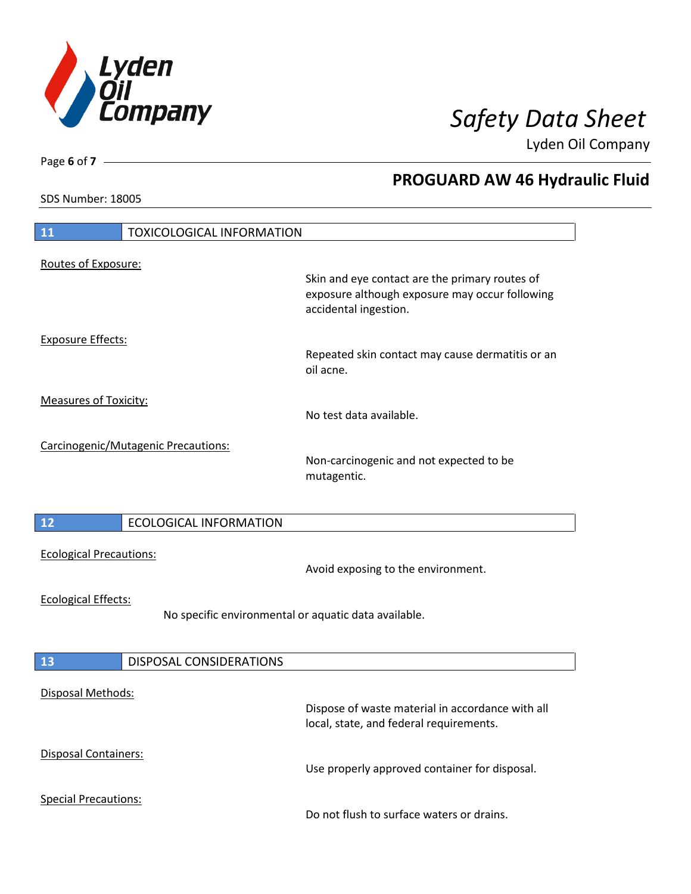## 11 TOXICOLOGICAL INFORMATION

Routes of Exposure:

Skin and eye contact are the primary routes of exposure although exposure may occur following accidental ingestion.

Exposure Effects:

Repeated skin contact may cause dermatitis or an oil acne.

Measures of Toxicity:

No test data available.

Carcinogenic/Mutagenic Precautions:

Non-carcinogenic and not expected to be mutagentic.

## 12 ECOLOGICAL INFORMATION

Ecological Precautions:

Avoid exposing to the environment.

Ecological Effects:

No specific environmental or aquatic data available.

## 13 DISPOSAL CONSIDERATIONS

Disposal Methods:

Dispose of waste material in accordance with all local, state, and federal requirements.

Disposal Containers:

Use properly approved container for disposal.

Special Precautions:

Do not flush to surface waters or drains.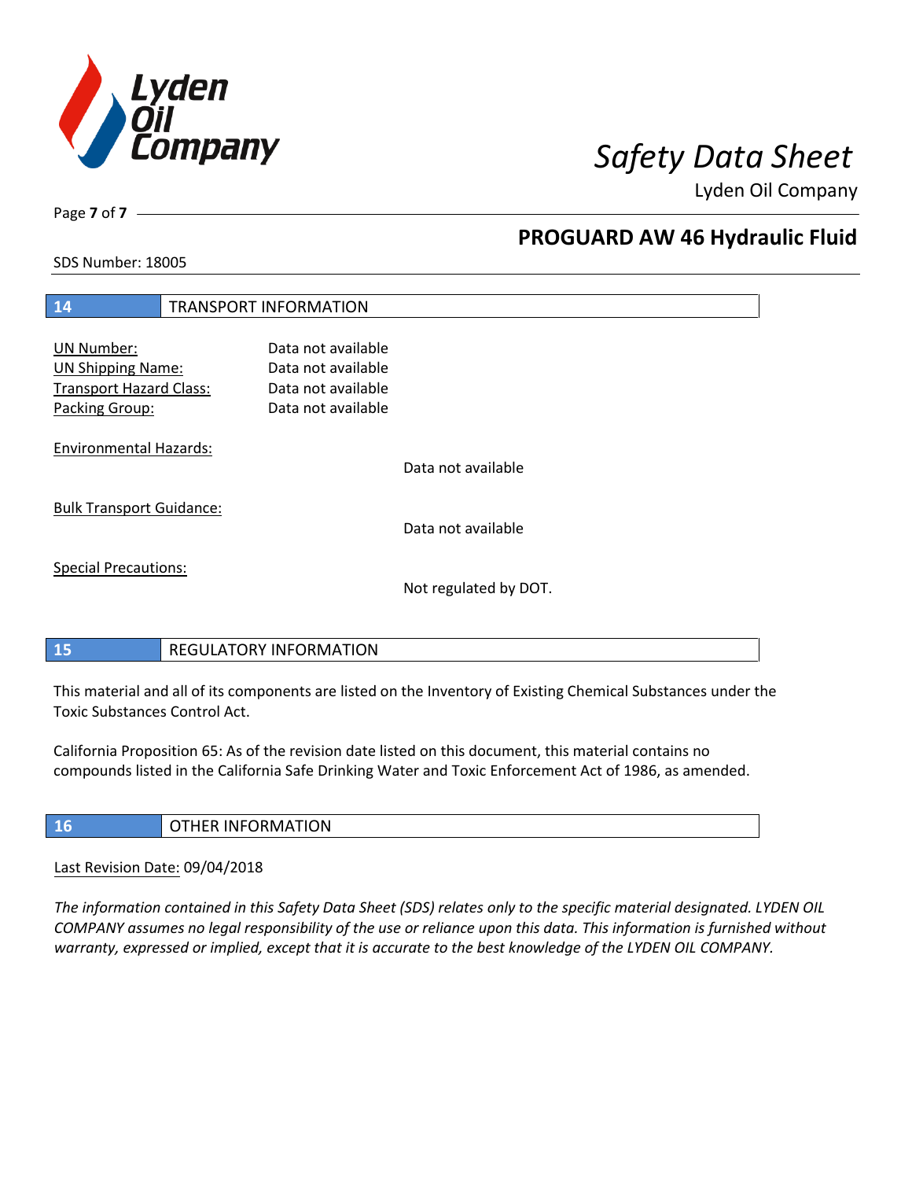## 14 TRANSPORT INFORMATION

| | |
|---|---|
| UN Number: | Data not available |
| UN Shipping Name: | Data not available |
| Transport Hazard Class: | Data not available |
| Packing Group: | Data not available |

Environmental Hazards:

Data not available

Bulk Transport Guidance:

Data not available

Special Precautions:

Not regulated by DOT.

## 15 REGULATORY INFORMATION

This material and all of its components are listed on the Inventory of Existing Chemical Substances under the Toxic Substances Control Act.

California Proposition 65: As of the revision date listed on this document, this material contains no compounds listed in the California Safe Drinking Water and Toxic Enforcement Act of 1986, as amended.

## 16 OTHER INFORMATION

Last Revision Date: 09/04/2018

*The information contained in this Safety Data Sheet (SDS) relates only to the specific material designated. LYDEN OIL COMPANY assumes no legal responsibility of the use or reliance upon this data. This information is furnished without warranty, expressed or implied, except that it is accurate to the best knowledge of the LYDEN OIL COMPANY.*